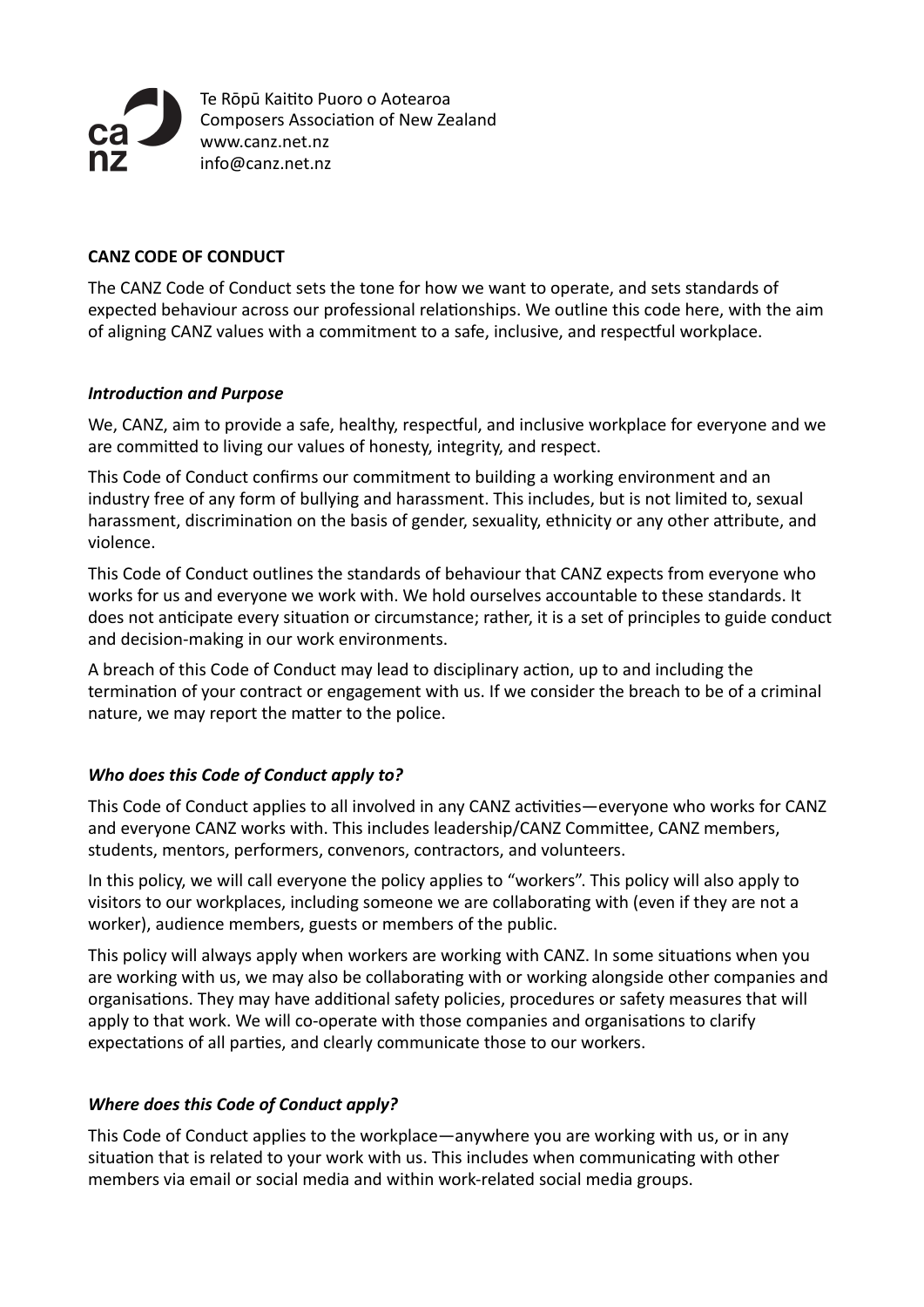Te Rōpū Kaitito Puoro o Aotearoa
Composers Association of New Zealand
www.canz.net.nz
info@canz.net.nz

## CANZ CODE OF CONDUCT

The CANZ Code of Conduct sets the tone for how we want to operate, and sets standards of expected behaviour across our professional relationships. We outline this code here, with the aim of aligning CANZ values with a commitment to a safe, inclusive, and respectful workplace.

### *Introduction and Purpose*

We, CANZ, aim to provide a safe, healthy, respectful, and inclusive workplace for everyone and we are committed to living our values of honesty, integrity, and respect.

This Code of Conduct confirms our commitment to building a working environment and an industry free of any form of bullying and harassment. This includes, but is not limited to, sexual harassment, discrimination on the basis of gender, sexuality, ethnicity or any other attribute, and violence.

This Code of Conduct outlines the standards of behaviour that CANZ expects from everyone who works for us and everyone we work with. We hold ourselves accountable to these standards. It does not anticipate every situation or circumstance; rather, it is a set of principles to guide conduct and decision-making in our work environments.

A breach of this Code of Conduct may lead to disciplinary action, up to and including the termination of your contract or engagement with us. If we consider the breach to be of a criminal nature, we may report the matter to the police.

### *Who does this Code of Conduct apply to?*

This Code of Conduct applies to all involved in any CANZ activities—everyone who works for CANZ and everyone CANZ works with. This includes leadership/CANZ Committee, CANZ members, students, mentors, performers, convenors, contractors, and volunteers.

In this policy, we will call everyone the policy applies to "workers". This policy will also apply to visitors to our workplaces, including someone we are collaborating with (even if they are not a worker), audience members, guests or members of the public.

This policy will always apply when workers are working with CANZ. In some situations when you are working with us, we may also be collaborating with or working alongside other companies and organisations. They may have additional safety policies, procedures or safety measures that will apply to that work. We will co-operate with those companies and organisations to clarify expectations of all parties, and clearly communicate those to our workers.

### *Where does this Code of Conduct apply?*

This Code of Conduct applies to the workplace—anywhere you are working with us, or in any situation that is related to your work with us. This includes when communicating with other members via email or social media and within work-related social media groups.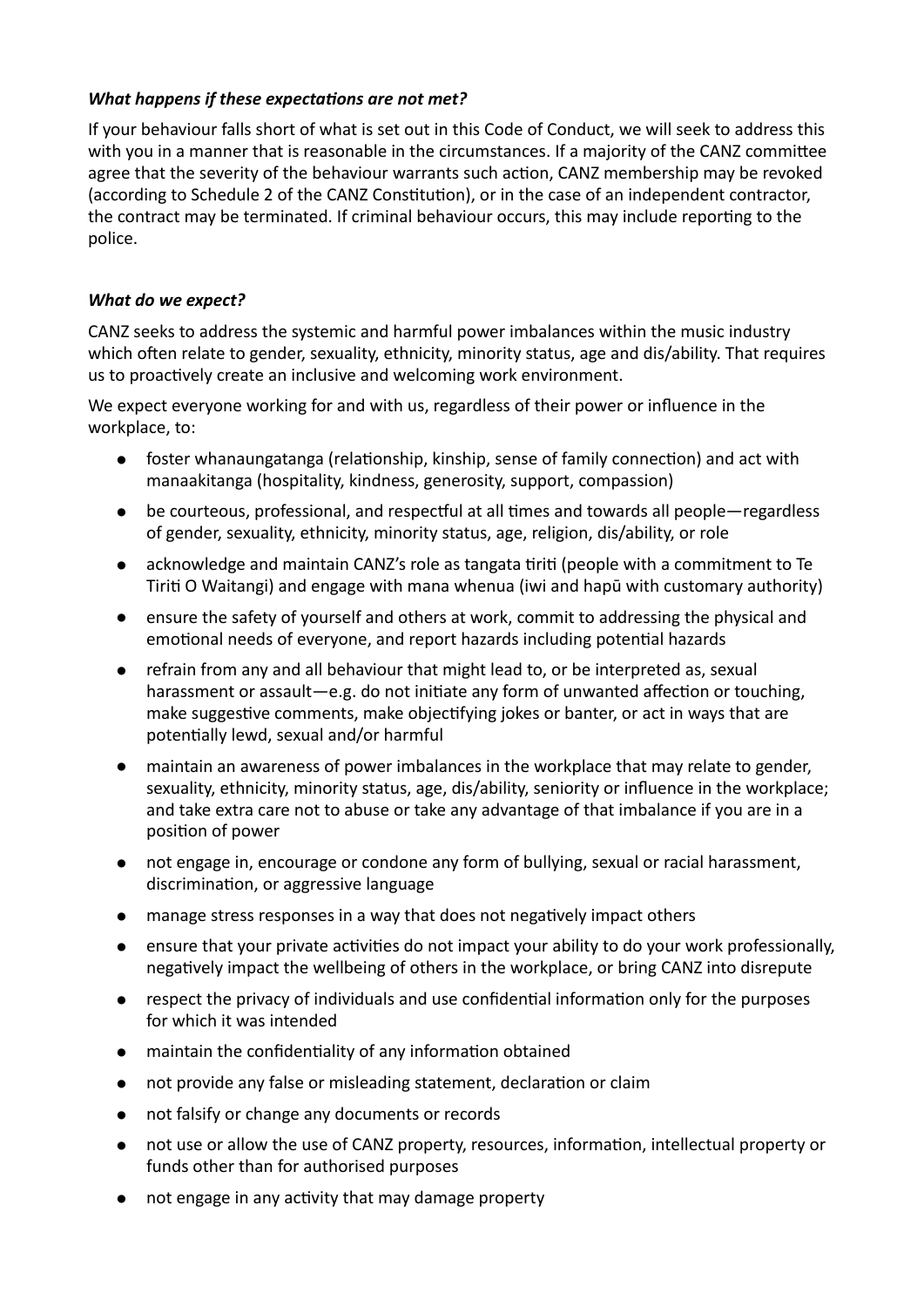### *What happens if these expectations are not met?*

If your behaviour falls short of what is set out in this Code of Conduct, we will seek to address this with you in a manner that is reasonable in the circumstances. If a majority of the CANZ committee agree that the severity of the behaviour warrants such action, CANZ membership may be revoked (according to Schedule 2 of the CANZ Constitution), or in the case of an independent contractor, the contract may be terminated. If criminal behaviour occurs, this may include reporting to the police.

### *What do we expect?*

CANZ seeks to address the systemic and harmful power imbalances within the music industry which often relate to gender, sexuality, ethnicity, minority status, age and dis/ability. That requires us to proactively create an inclusive and welcoming work environment.

We expect everyone working for and with us, regardless of their power or influence in the workplace, to:

- foster whanaungatanga (relationship, kinship, sense of family connection) and act with manaakitanga (hospitality, kindness, generosity, support, compassion)
- be courteous, professional, and respectful at all times and towards all people—regardless of gender, sexuality, ethnicity, minority status, age, religion, dis/ability, or role
- acknowledge and maintain CANZ's role as tangata tiriti (people with a commitment to Te Tiriti O Waitangi) and engage with mana whenua (iwi and hapū with customary authority)
- ensure the safety of yourself and others at work, commit to addressing the physical and emotional needs of everyone, and report hazards including potential hazards
- refrain from any and all behaviour that might lead to, or be interpreted as, sexual harassment or assault—e.g. do not initiate any form of unwanted affection or touching, make suggestive comments, make objectifying jokes or banter, or act in ways that are potentially lewd, sexual and/or harmful
- maintain an awareness of power imbalances in the workplace that may relate to gender, sexuality, ethnicity, minority status, age, dis/ability, seniority or influence in the workplace; and take extra care not to abuse or take any advantage of that imbalance if you are in a position of power
- not engage in, encourage or condone any form of bullying, sexual or racial harassment, discrimination, or aggressive language
- manage stress responses in a way that does not negatively impact others
- ensure that your private activities do not impact your ability to do your work professionally, negatively impact the wellbeing of others in the workplace, or bring CANZ into disrepute
- respect the privacy of individuals and use confidential information only for the purposes for which it was intended
- maintain the confidentiality of any information obtained
- not provide any false or misleading statement, declaration or claim
- not falsify or change any documents or records
- not use or allow the use of CANZ property, resources, information, intellectual property or funds other than for authorised purposes
- not engage in any activity that may damage property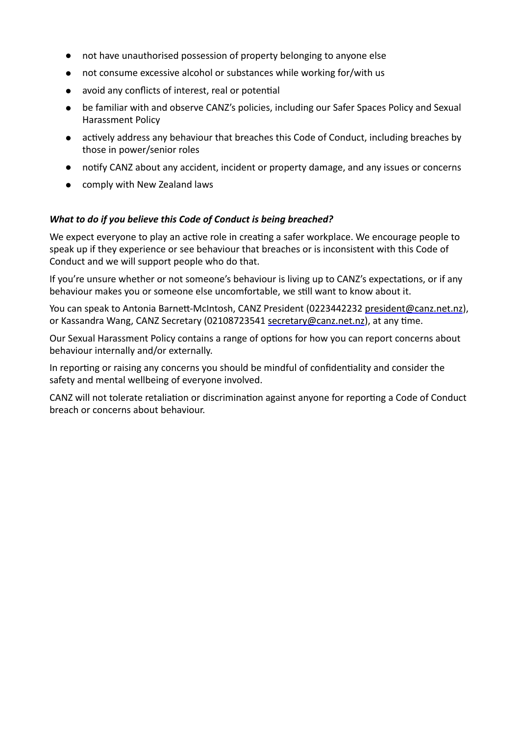- not have unauthorised possession of property belonging to anyone else
- not consume excessive alcohol or substances while working for/with us
- avoid any conflicts of interest, real or potential
- be familiar with and observe CANZ's policies, including our Safer Spaces Policy and Sexual Harassment Policy
- actively address any behaviour that breaches this Code of Conduct, including breaches by those in power/senior roles
- notify CANZ about any accident, incident or property damage, and any issues or concerns
- comply with New Zealand laws

***What to do if you believe this Code of Conduct is being breached?***

We expect everyone to play an active role in creating a safer workplace. We encourage people to speak up if they experience or see behaviour that breaches or is inconsistent with this Code of Conduct and we will support people who do that.

If you're unsure whether or not someone's behaviour is living up to CANZ's expectations, or if any behaviour makes you or someone else uncomfortable, we still want to know about it.

You can speak to Antonia Barnett-McIntosh, CANZ President (0223442232 president@canz.net.nz), or Kassandra Wang, CANZ Secretary (02108723541 secretary@canz.net.nz), at any time.

Our Sexual Harassment Policy contains a range of options for how you can report concerns about behaviour internally and/or externally.

In reporting or raising any concerns you should be mindful of confidentiality and consider the safety and mental wellbeing of everyone involved.

CANZ will not tolerate retaliation or discrimination against anyone for reporting a Code of Conduct breach or concerns about behaviour.